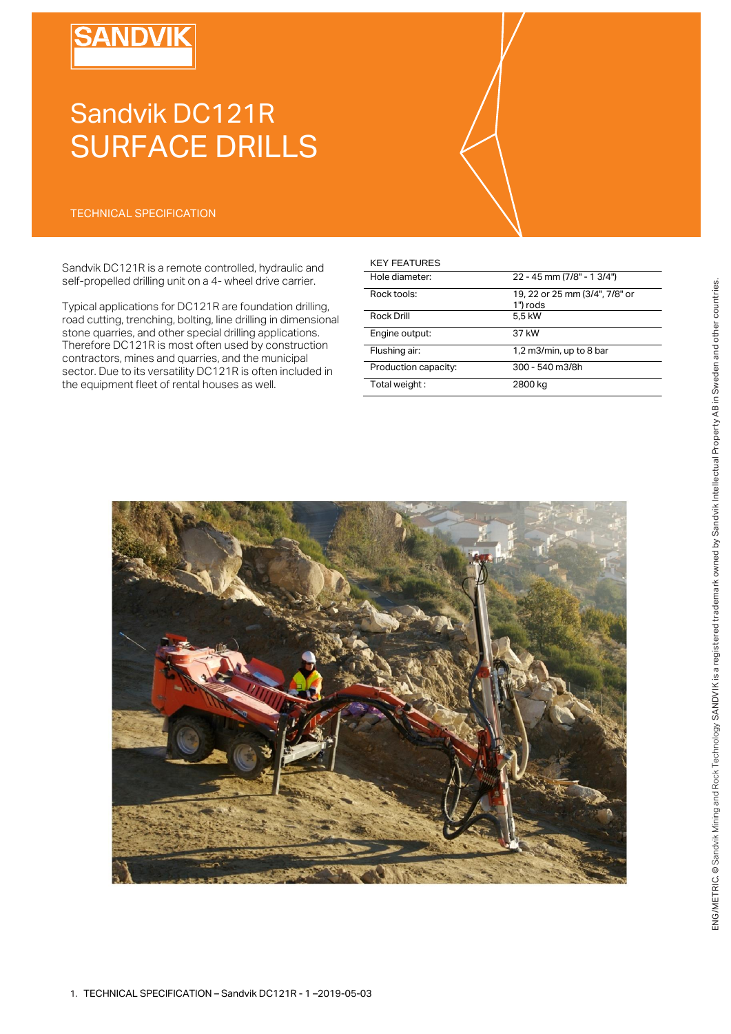# Sandvik DC121R SURFACE DRILLS

TECHNICAL SPECIFICATION

Sandvik DC121R is a remote controlled, hydraulic and self-propelled drilling unit on a 4- wheel drive carrier.

Typical applications for DC121R are foundation drilling, road cutting, trenching, bolting, line drilling in dimensional stone quarries, and other special drilling applications. Therefore DC121R is most often used by construction contractors, mines and quarries, and the municipal sector. Due to its versatility DC121R is often included in the equipment fleet of rental houses as well.

KEY FEATURES

| | |
|---|---|
| Hole diameter: | 22 - 45 mm (7/8" - 1 3/4") |
| Rock tools: | 19, 22 or 25 mm (3/4", 7/8" or 1") rods |
| Rock Drill | 5,5 kW |
| Engine output: | 37 kW |
| Flushing air: | 1,2 m3/min, up to 8 bar |
| Production capacity: | 300 - 540 m3/8h |
| Total weight : | 2800 kg |

ENG/METRIC. © Sandvik Mining and Rock Technology SANDVIK is a registered trademark owned by Sandvik Intellectual Property AB in Sweden and other countries.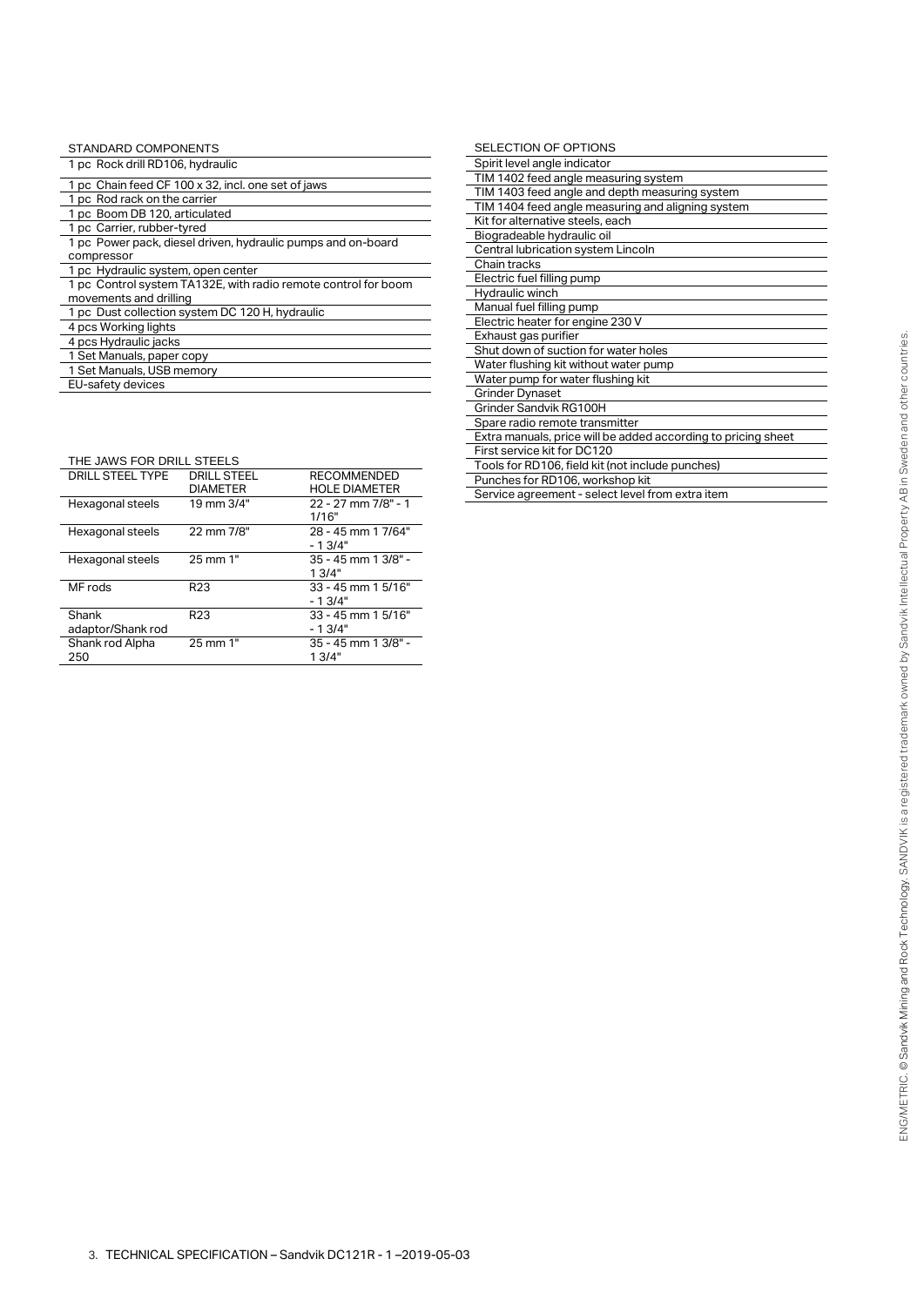## STANDARD COMPONENTS

| STANDARD COMPONENTS |
|---|
| 1 pc Rock drill RD106, hydraulic |
| 1 pc Chain feed CF 100 x 32, incl. one set of jaws |
| 1 pc Rod rack on the carrier |
| 1 pc Boom DB 120, articulated |
| 1 pc Carrier, rubber-tyred |
| 1 pc Power pack, diesel driven, hydraulic pumps and on-board compressor |
| 1 pc Hydraulic system, open center |
| 1 pc Control system TA132E, with radio remote control for boom movements and drilling |
| 1 pc Dust collection system DC 120 H, hydraulic |
| 4 pcs Working lights |
| 4 pcs Hydraulic jacks |
| 1 Set Manuals, paper copy |
| 1 Set Manuals, USB memory |
| EU-safety devices |

## THE JAWS FOR DRILL STEELS

| DRILL STEEL TYPE | DRILL STEEL DIAMETER | RECOMMENDED HOLE DIAMETER |
|---|---|---|
| Hexagonal steels | 19 mm 3/4" | 22 - 27 mm 7/8" - 1 1/16" |
| Hexagonal steels | 22 mm 7/8" | 28 - 45 mm 1 7/64" - 1 3/4" |
| Hexagonal steels | 25 mm 1" | 35 - 45 mm 1 3/8" - 1 3/4" |
| MF rods | R23 | 33 - 45 mm 1 5/16" - 1 3/4" |
| Shank adaptor/Shank rod | R23 | 33 - 45 mm 1 5/16" - 1 3/4" |
| Shank rod Alpha 250 | 25 mm 1" | 35 - 45 mm 1 3/8" - 1 3/4" |

## SELECTION OF OPTIONS

| SELECTION OF OPTIONS |
|---|
| Spirit level angle indicator |
| TIM 1402 feed angle measuring system |
| TIM 1403 feed angle and depth measuring system |
| TIM 1404 feed angle measuring and aligning system |
| Kit for alternative steels, each |
| Biogradeable hydraulic oil |
| Central lubrication system Lincoln |
| Chain tracks |
| Electric fuel filling pump |
| Hydraulic winch |
| Manual fuel filling pump |
| Electric heater for engine 230 V |
| Exhaust gas purifier |
| Shut down of suction for water holes |
| Water flushing kit without water pump |
| Water pump for water flushing kit |
| Grinder Dynaset |
| Grinder Sandvik RG100H |
| Spare radio remote transmitter |
| Extra manuals, price will be added according to pricing sheet |
| First service kit for DC120 |
| Tools for RD106, field kit (not include punches) |
| Punches for RD106, workshop kit |
| Service agreement - select level from extra item |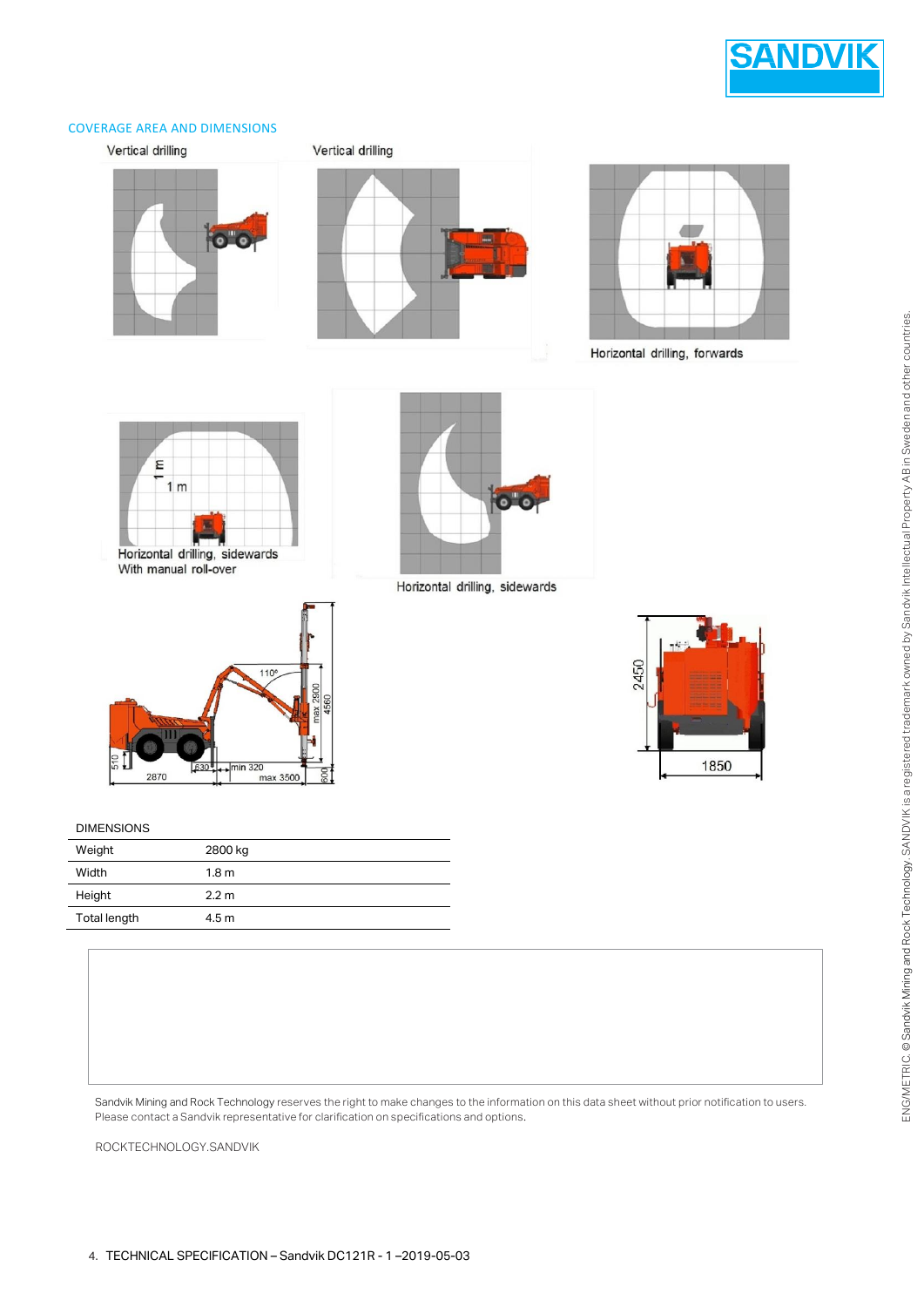## COVERAGE AREA AND DIMENSIONS

Vertical drilling

Vertical drilling

Horizontal drilling, forwards

1 m

1 m

Horizontal drilling, sidewards
With manual roll-over

Horizontal drilling, sidewards

110°

max 2900

4560

510

2870

630

min 320

max 3500

600

2450

1850

### DIMENSIONS

| | |
|---|---|
| Weight | 2800 kg |
| Width | 1.8 m |
| Height | 2.2 m |
| Total length | 4.5 m |

Sandvik Mining and Rock Technology reserves the right to make changes to the information on this data sheet without prior notification to users. Please contact a Sandvik representative for clarification on specifications and options.

ROCKTECHNOLOGY.SANDVIK

ENG/METRIC. © Sandvik Mining and Rock Technology. SANDVIK is a registered trademark owned by Sandvik Intellectual Property AB in Sweden and other countries.